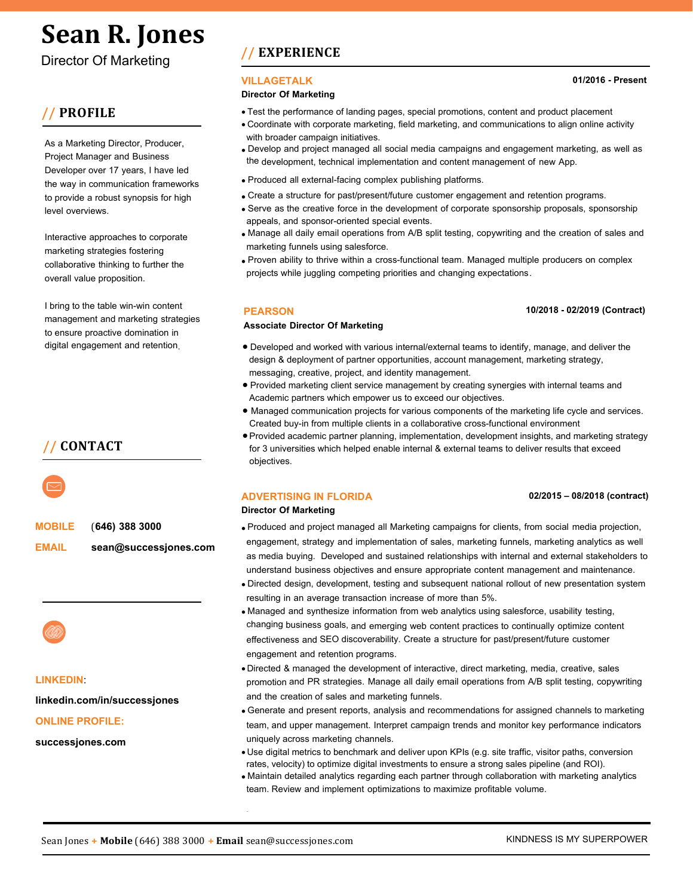# Sean R. Jones

Director Of Marketing

## // PROFILE

As a Marketing Director, Producer, Project Manager and Business Developer over 17 years, I have led the way in communication frameworks to provide a robust synopsis for high level overviews.

Interactive approaches to corporate marketing strategies fostering collaborative thinking to further the overall value proposition.

I bring to the table win-win content management and marketing strategies to ensure proactive domination in digital engagement and retention.

## // CONTACT

**MOBILE** (646) 388 3000

**EMAIL** sean@successjones.com

**LINKEDIN**:

linkedin.com/in/successjones

**ONLINE PROFILE:**

successjones.com

## // EXPERIENCE

### VILLAGETALK — 01/2016 - Present

**Director Of Marketing**

- Test the performance of landing pages, special promotions, content and product placement
- Coordinate with corporate marketing, field marketing, and communications to align online activity with broader campaign initiatives.
- Develop and project managed all social media campaigns and engagement marketing, as well as the development, technical implementation and content management of new App.
- Produced all external-facing complex publishing platforms.
- Create a structure for past/present/future customer engagement and retention programs.
- Serve as the creative force in the development of corporate sponsorship proposals, sponsorship appeals, and sponsor-oriented special events.
- Manage all daily email operations from A/B split testing, copywriting and the creation of sales and marketing funnels using salesforce.
- Proven ability to thrive within a cross-functional team. Managed multiple producers on complex projects while juggling competing priorities and changing expectations.

### PEARSON — 10/2018 - 02/2019 (Contract)

**Associate Director Of Marketing**

- Developed and worked with various internal/external teams to identify, manage, and deliver the design & deployment of partner opportunities, account management, marketing strategy, messaging, creative, project, and identity management.
- Provided marketing client service management by creating synergies with internal teams and Academic partners which empower us to exceed our objectives.
- Managed communication projects for various components of the marketing life cycle and services. Created buy-in from multiple clients in a collaborative cross-functional environment
- Provided academic partner planning, implementation, development insights, and marketing strategy for 3 universities which helped enable internal & external teams to deliver results that exceed objectives.

### ADVERTISING IN FLORIDA — 02/2015 – 08/2018 (contract)

**Director Of Marketing**

- Produced and project managed all Marketing campaigns for clients, from social media projection, engagement, strategy and implementation of sales, marketing funnels, marketing analytics as well as media buying. Developed and sustained relationships with internal and external stakeholders to understand business objectives and ensure appropriate content management and maintenance.
- Directed design, development, testing and subsequent national rollout of new presentation system resulting in an average transaction increase of more than 5%.
- Managed and synthesize information from web analytics using salesforce, usability testing, changing business goals, and emerging web content practices to continually optimize content effectiveness and SEO discoverability. Create a structure for past/present/future customer engagement and retention programs.
- Directed & managed the development of interactive, direct marketing, media, creative, sales promotion and PR strategies. Manage all daily email operations from A/B split testing, copywriting and the creation of sales and marketing funnels.
- Generate and present reports, analysis and recommendations for assigned channels to marketing team, and upper management. Interpret campaign trends and monitor key performance indicators uniquely across marketing channels.
- Use digital metrics to benchmark and deliver upon KPIs (e.g. site traffic, visitor paths, conversion rates, velocity) to optimize digital investments to ensure a strong sales pipeline (and ROI).
- Maintain detailed analytics regarding each partner through collaboration with marketing analytics team. Review and implement optimizations to maximize profitable volume.

Sean Jones + **Mobile** (646) 388 3000 + **Email** sean@successjones.com — KINDNESS IS MY SUPERPOWER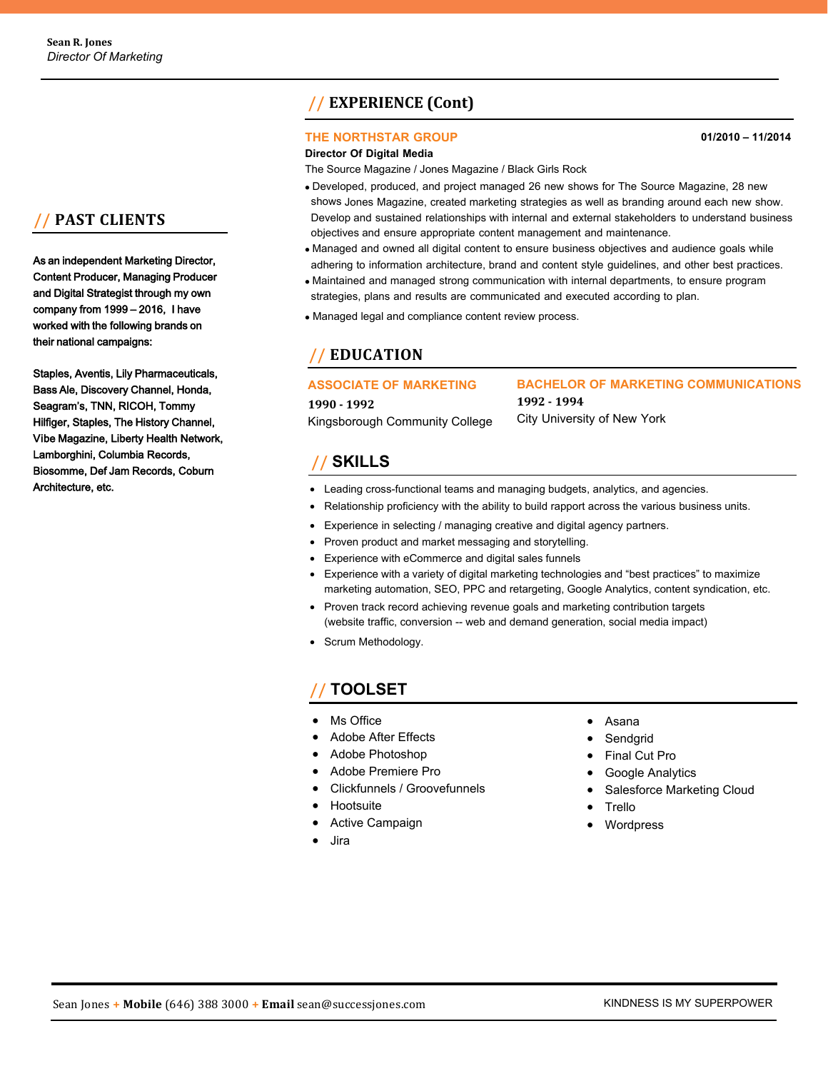**Sean R. Jones**
*Director Of Marketing*

## // PAST CLIENTS

**As an independent Marketing Director, Content Producer, Managing Producer and Digital Strategist through my own company from 1999 – 2016, I have worked with the following brands on their national campaigns:**

**Staples, Aventis, Lily Pharmaceuticals, Bass Ale, Discovery Channel, Honda, Seagram's, TNN, RICOH, Tommy Hilfiger, Staples, The History Channel, Vibe Magazine, Liberty Health Network, Lamborghini, Columbia Records, Biosomme, Def Jam Records, Coburn Architecture, etc.**

## // EXPERIENCE (Cont)

### THE NORTHSTAR GROUP

**01/2010 – 11/2014**

**Director Of Digital Media**

The Source Magazine / Jones Magazine / Black Girls Rock

- Developed, produced, and project managed 26 new shows for The Source Magazine, 28 new shows Jones Magazine, created marketing strategies as well as branding around each new show. Develop and sustained relationships with internal and external stakeholders to understand business objectives and ensure appropriate content management and maintenance.
- Managed and owned all digital content to ensure business objectives and audience goals while adhering to information architecture, brand and content style guidelines, and other best practices.
- Maintained and managed strong communication with internal departments, to ensure program strategies, plans and results are communicated and executed according to plan.
- Managed legal and compliance content review process.

## // EDUCATION

### ASSOCIATE OF MARKETING

**1990 - 1992**

Kingsborough Community College

### BACHELOR OF MARKETING COMMUNICATIONS

**1992 - 1994**

City University of New York

## // SKILLS

- Leading cross-functional teams and managing budgets, analytics, and agencies.
- Relationship proficiency with the ability to build rapport across the various business units.
- Experience in selecting / managing creative and digital agency partners.
- Proven product and market messaging and storytelling.
- Experience with eCommerce and digital sales funnels
- Experience with a variety of digital marketing technologies and "best practices" to maximize marketing automation, SEO, PPC and retargeting, Google Analytics, content syndication, etc.
- Proven track record achieving revenue goals and marketing contribution targets (website traffic, conversion -- web and demand generation, social media impact)
- Scrum Methodology.

## // TOOLSET

- Ms Office
- Adobe After Effects
- Adobe Photoshop
- Adobe Premiere Pro
- Clickfunnels / Groovefunnels
- Hootsuite
- Active Campaign
- Jira
- Asana
- Sendgrid
- Final Cut Pro
- Google Analytics
- Salesforce Marketing Cloud
- Trello
- Wordpress

Sean Jones + **Mobile** (646) 388 3000 + **Email** sean@successjones.com

KINDNESS IS MY SUPERPOWER